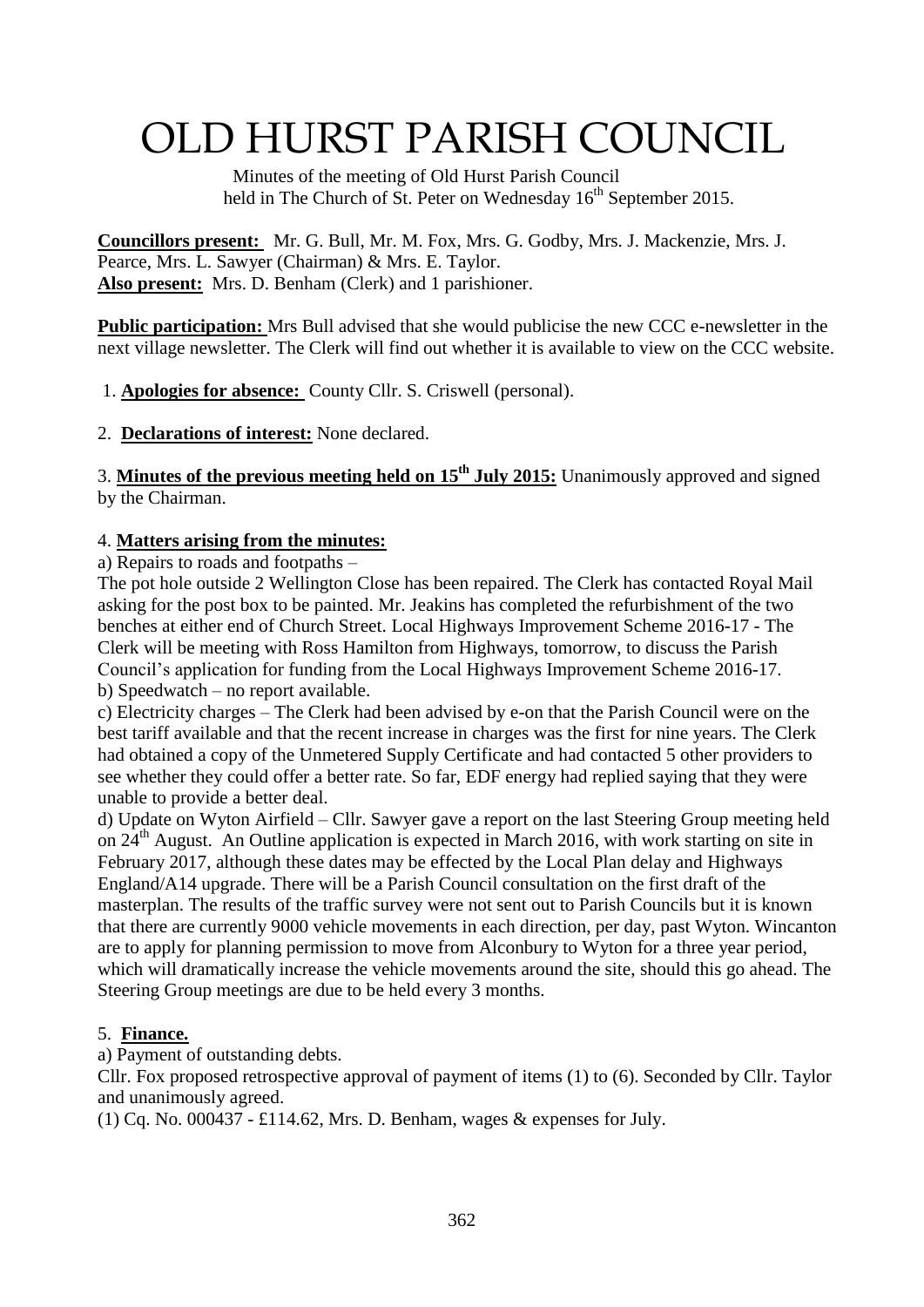# OLD HURST PARISH COUNCIL

Minutes of the meeting of Old Hurst Parish Council held in The Church of St. Peter on Wednesday 16th September 2015.

**Councillors present:** Mr. G. Bull, Mr. M. Fox, Mrs. G. Godby, Mrs. J. Mackenzie, Mrs. J. Pearce, Mrs. L. Sawyer (Chairman) & Mrs. E. Taylor.
**Also present:** Mrs. D. Benham (Clerk) and 1 parishioner.

**Public participation:** Mrs Bull advised that she would publicise the new CCC e-newsletter in the next village newsletter. The Clerk will find out whether it is available to view on the CCC website.

1. **Apologies for absence:** County Cllr. S. Criswell (personal).

2. **Declarations of interest:** None declared.

3. **Minutes of the previous meeting held on 15th July 2015:** Unanimously approved and signed by the Chairman.

4. **Matters arising from the minutes:**

a) Repairs to roads and footpaths –
The pot hole outside 2 Wellington Close has been repaired. The Clerk has contacted Royal Mail asking for the post box to be painted. Mr. Jeakins has completed the refurbishment of the two benches at either end of Church Street. Local Highways Improvement Scheme 2016-17 - The Clerk will be meeting with Ross Hamilton from Highways, tomorrow, to discuss the Parish Council's application for funding from the Local Highways Improvement Scheme 2016-17.

b) Speedwatch – no report available.

c) Electricity charges – The Clerk had been advised by e-on that the Parish Council were on the best tariff available and that the recent increase in charges was the first for nine years. The Clerk had obtained a copy of the Unmetered Supply Certificate and had contacted 5 other providers to see whether they could offer a better rate. So far, EDF energy had replied saying that they were unable to provide a better deal.

d) Update on Wyton Airfield – Cllr. Sawyer gave a report on the last Steering Group meeting held on 24th August. An Outline application is expected in March 2016, with work starting on site in February 2017, although these dates may be effected by the Local Plan delay and Highways England/A14 upgrade. There will be a Parish Council consultation on the first draft of the masterplan. The results of the traffic survey were not sent out to Parish Councils but it is known that there are currently 9000 vehicle movements in each direction, per day, past Wyton. Wincanton are to apply for planning permission to move from Alconbury to Wyton for a three year period, which will dramatically increase the vehicle movements around the site, should this go ahead. The Steering Group meetings are due to be held every 3 months.

5. **Finance.**

a) Payment of outstanding debts.
Cllr. Fox proposed retrospective approval of payment of items (1) to (6). Seconded by Cllr. Taylor and unanimously agreed.
(1) Cq. No. 000437 - £114.62, Mrs. D. Benham, wages & expenses for July.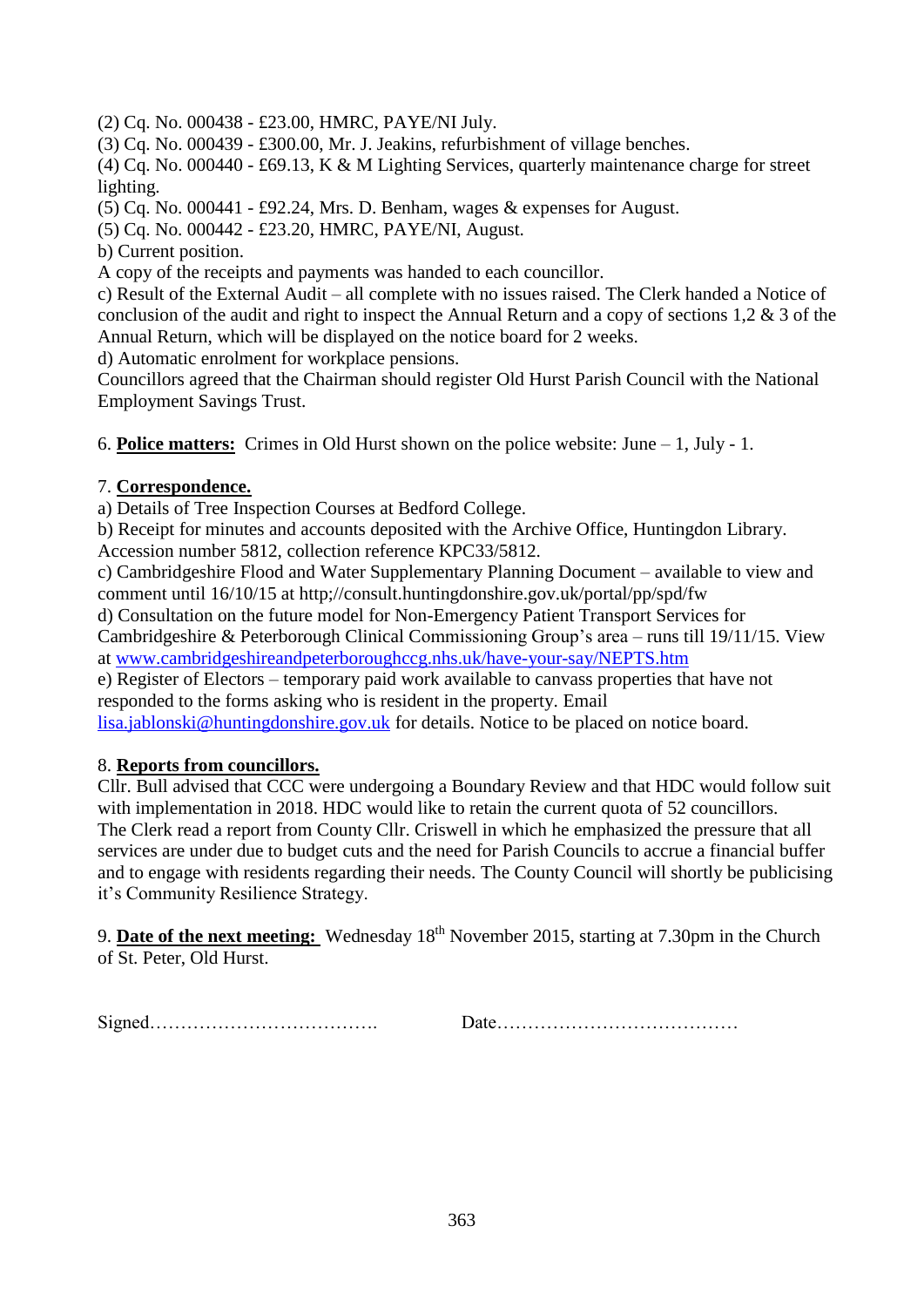(2) Cq. No. 000438 - £23.00, HMRC, PAYE/NI July.
(3) Cq. No. 000439 - £300.00, Mr. J. Jeakins, refurbishment of village benches.
(4) Cq. No. 000440 - £69.13, K & M Lighting Services, quarterly maintenance charge for street lighting.
(5) Cq. No. 000441 - £92.24, Mrs. D. Benham, wages & expenses for August.
(5) Cq. No. 000442 - £23.20, HMRC, PAYE/NI, August.
b) Current position.
A copy of the receipts and payments was handed to each councillor.
c) Result of the External Audit – all complete with no issues raised. The Clerk handed a Notice of conclusion of the audit and right to inspect the Annual Return and a copy of sections 1,2 & 3 of the Annual Return, which will be displayed on the notice board for 2 weeks.
d) Automatic enrolment for workplace pensions.
Councillors agreed that the Chairman should register Old Hurst Parish Council with the National Employment Savings Trust.

6. **Police matters:** Crimes in Old Hurst shown on the police website: June – 1, July - 1.

7. **Correspondence.**
a) Details of Tree Inspection Courses at Bedford College.
b) Receipt for minutes and accounts deposited with the Archive Office, Huntingdon Library. Accession number 5812, collection reference KPC33/5812.
c) Cambridgeshire Flood and Water Supplementary Planning Document – available to view and comment until 16/10/15 at http;//consult.huntingdonshire.gov.uk/portal/pp/spd/fw
d) Consultation on the future model for Non-Emergency Patient Transport Services for Cambridgeshire & Peterborough Clinical Commissioning Group's area – runs till 19/11/15. View at www.cambridgeshireandpeterboroughccg.nhs.uk/have-your-say/NEPTS.htm
e) Register of Electors – temporary paid work available to canvass properties that have not responded to the forms asking who is resident in the property. Email lisa.jablonski@huntingdonshire.gov.uk for details. Notice to be placed on notice board.

8. **Reports from councillors.**
Cllr. Bull advised that CCC were undergoing a Boundary Review and that HDC would follow suit with implementation in 2018. HDC would like to retain the current quota of 52 councillors.
The Clerk read a report from County Cllr. Criswell in which he emphasized the pressure that all services are under due to budget cuts and the need for Parish Councils to accrue a financial buffer and to engage with residents regarding their needs. The County Council will shortly be publicising it's Community Resilience Strategy.

9. **Date of the next meeting:** Wednesday 18th November 2015, starting at 7.30pm in the Church of St. Peter, Old Hurst.

Signed………………………………. Date…………………………………